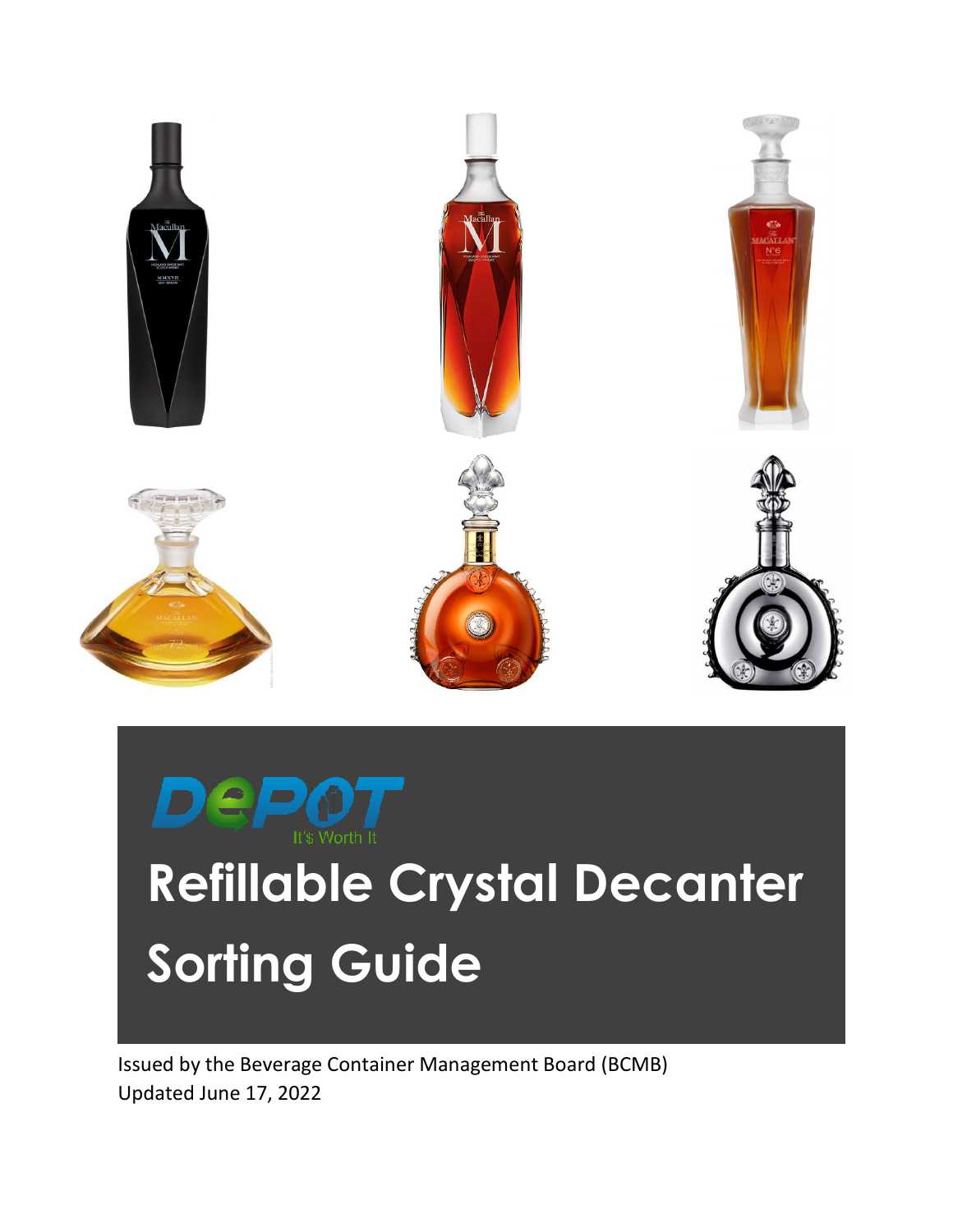# Refillable Crystal Decanter Sorting Guide

Issued by the Beverage Container Management Board (BCMB)
Updated June 17, 2022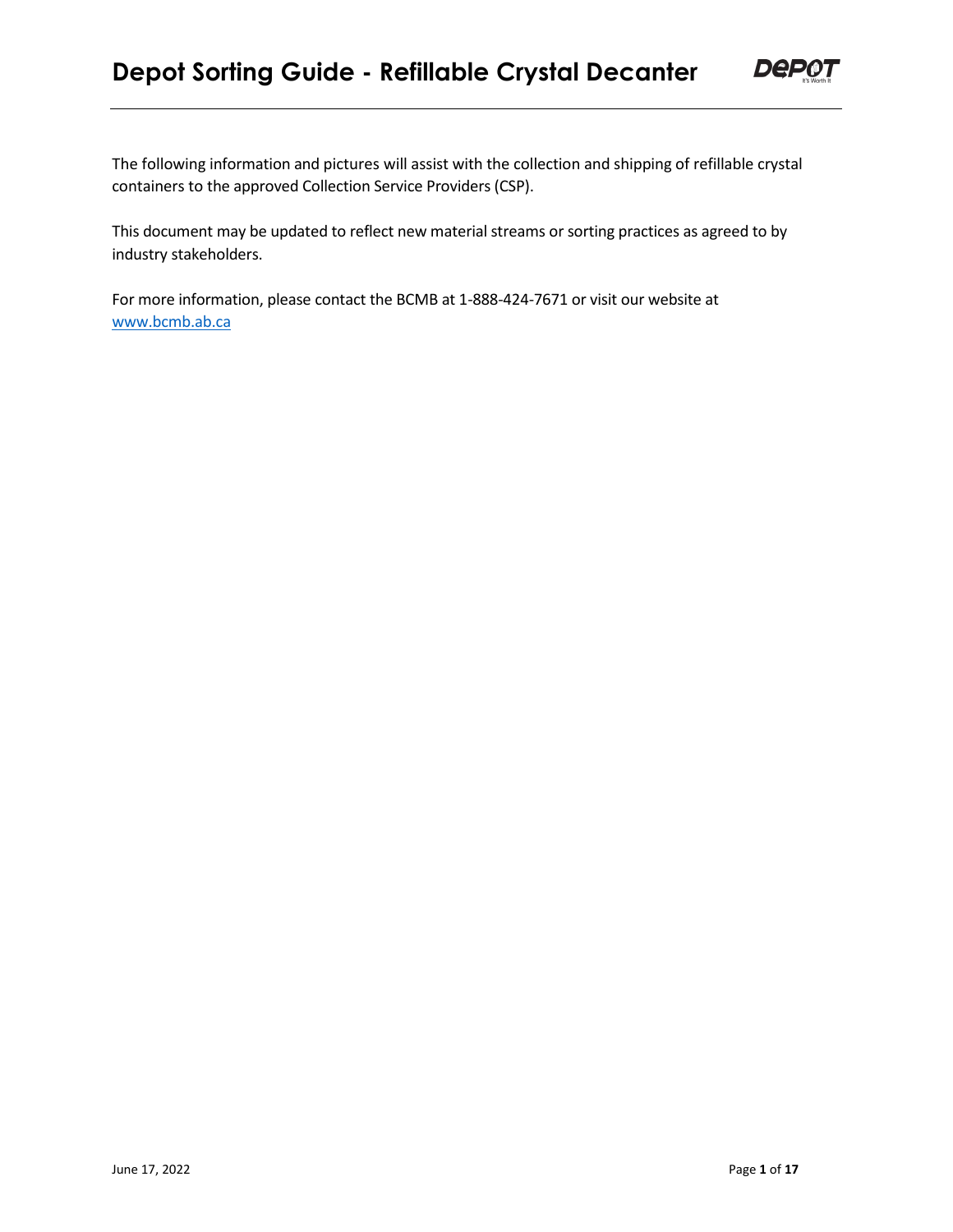# Depot Sorting Guide - Refillable Crystal Decanter

The following information and pictures will assist with the collection and shipping of refillable crystal containers to the approved Collection Service Providers (CSP).

This document may be updated to reflect new material streams or sorting practices as agreed to by industry stakeholders.

For more information, please contact the BCMB at 1-888-424-7671 or visit our website at [www.bcmb.ab.ca](http://www.bcmb.ab.ca)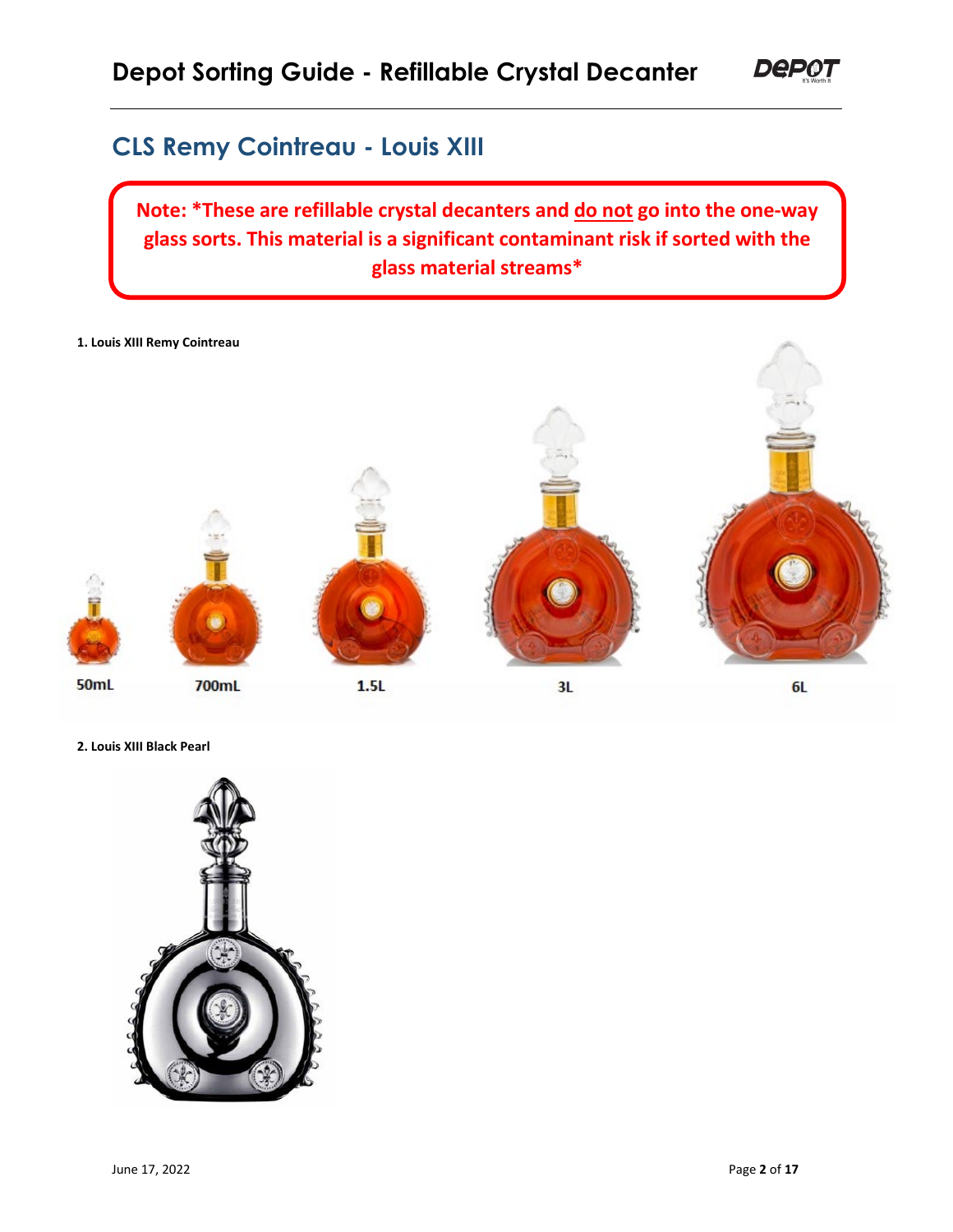## CLS Remy Cointreau - Louis XIII

**Note: *These are refillable crystal decanters and do not go into the one-way glass sorts. This material is a significant contaminant risk if sorted with the glass material streams***

**1. Louis XIII Remy Cointreau**

50mL

700mL

1.5L

3L

6L

**2. Louis XIII Black Pearl**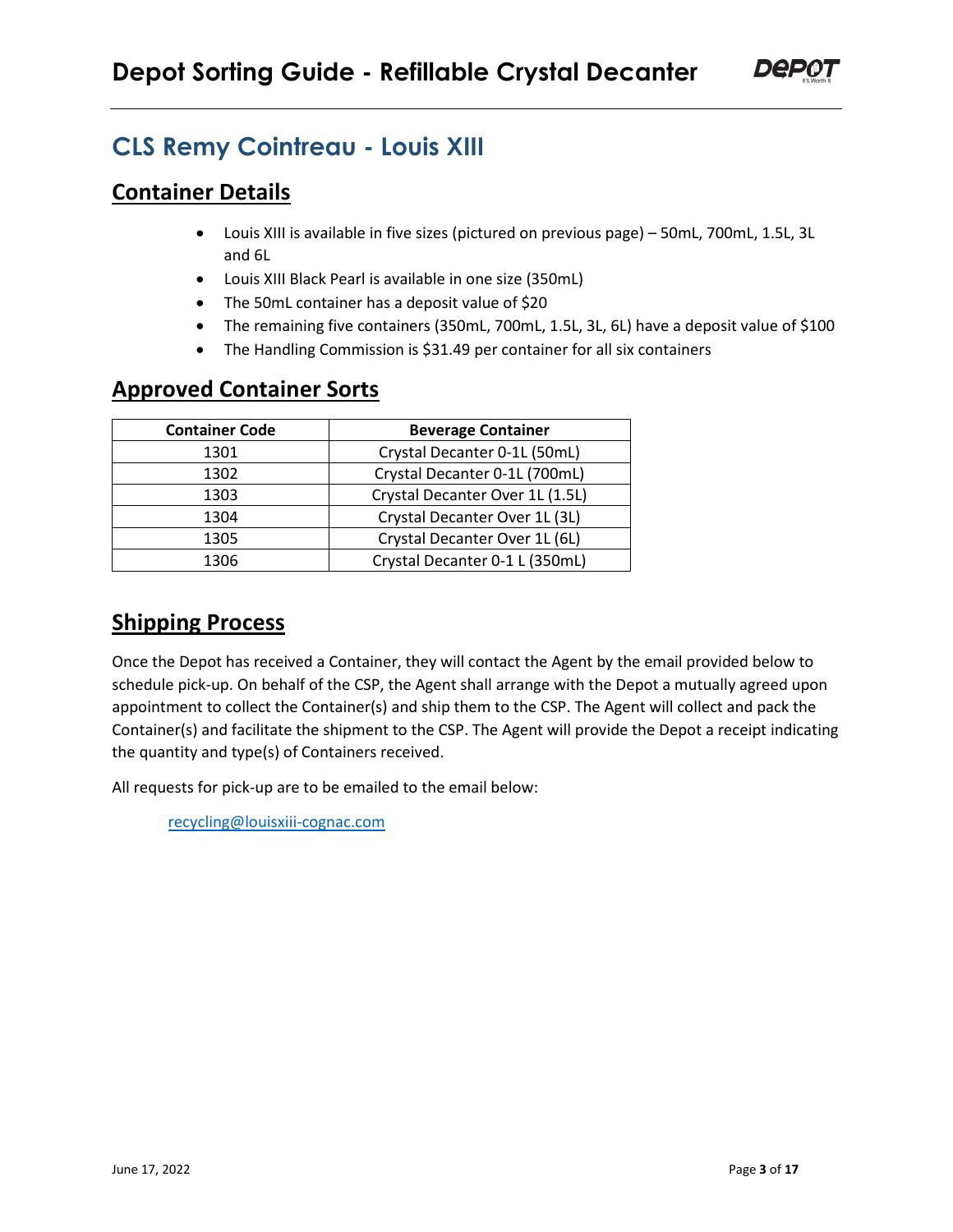## CLS Remy Cointreau - Louis XIII

### Container Details

- Louis XIII is available in five sizes (pictured on previous page) – 50mL, 700mL, 1.5L, 3L and 6L
- Louis XIII Black Pearl is available in one size (350mL)
- The 50mL container has a deposit value of $20
- The remaining five containers (350mL, 700mL, 1.5L, 3L, 6L) have a deposit value of $100
- The Handling Commission is $31.49 per container for all six containers

### Approved Container Sorts

| Container Code | Beverage Container |
|---|---|
| 1301 | Crystal Decanter 0-1L (50mL) |
| 1302 | Crystal Decanter 0-1L (700mL) |
| 1303 | Crystal Decanter Over 1L (1.5L) |
| 1304 | Crystal Decanter Over 1L (3L) |
| 1305 | Crystal Decanter Over 1L (6L) |
| 1306 | Crystal Decanter 0-1 L (350mL) |

### Shipping Process

Once the Depot has received a Container, they will contact the Agent by the email provided below to schedule pick-up. On behalf of the CSP, the Agent shall arrange with the Depot a mutually agreed upon appointment to collect the Container(s) and ship them to the CSP. The Agent will collect and pack the Container(s) and facilitate the shipment to the CSP. The Agent will provide the Depot a receipt indicating the quantity and type(s) of Containers received.

All requests for pick-up are to be emailed to the email below:

recycling@louisxiii-cognac.com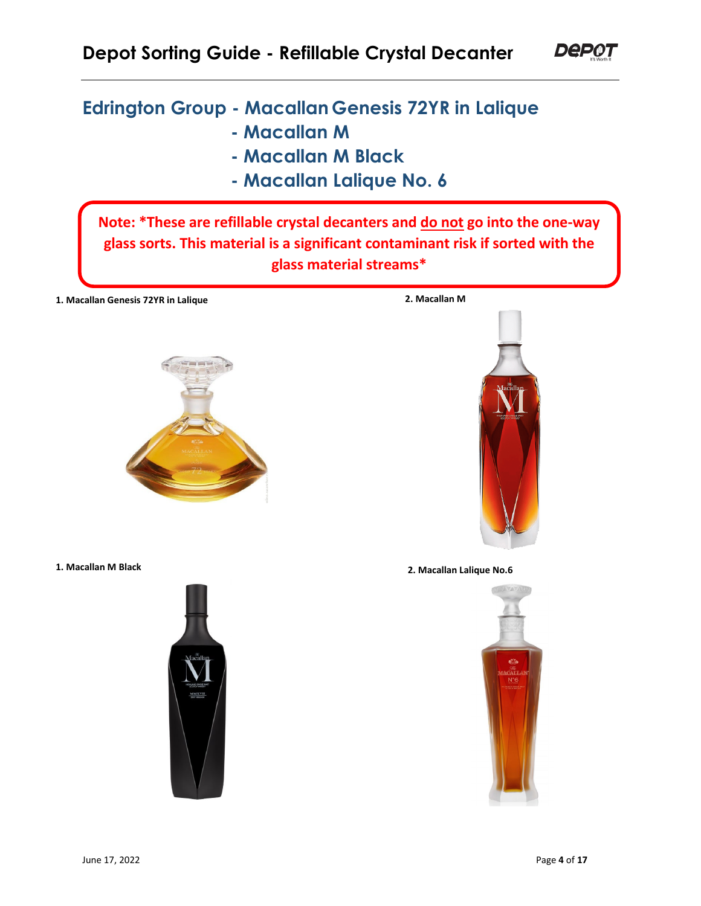## Edrington Group - Macallan Genesis 72YR in Lalique
## - Macallan M
## - Macallan M Black
## - Macallan Lalique No. 6

**Note: *These are refillable crystal decanters and do not go into the one-way glass sorts. This material is a significant contaminant risk if sorted with the glass material streams***

**1. Macallan Genesis 72YR in Lalique**

**2. Macallan M**

**1. Macallan M Black**

**2. Macallan Lalique No.6**

June 17, 2022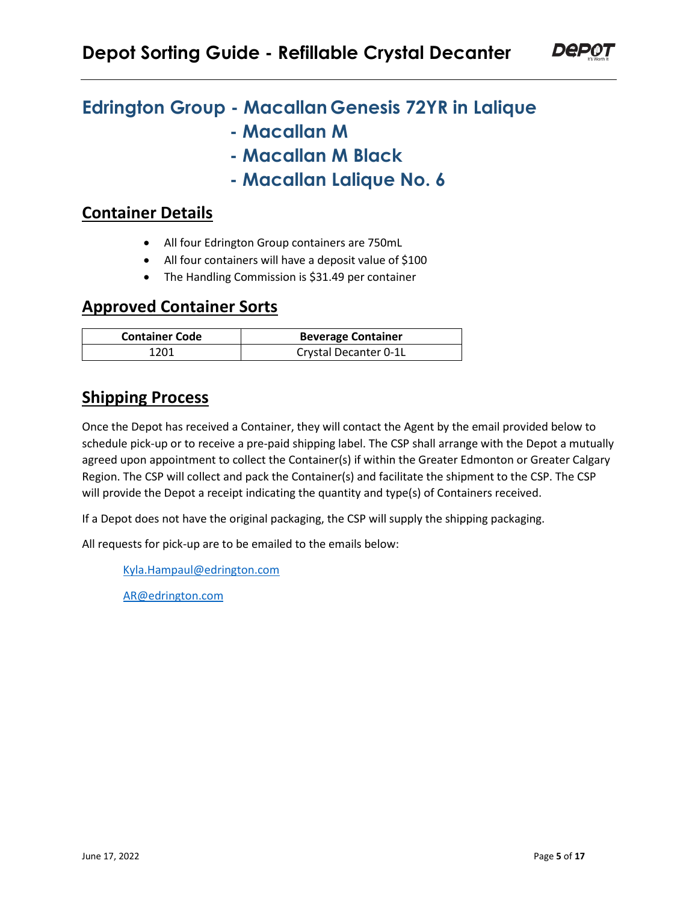## Edrington Group - Macallan Genesis 72YR in Lalique
## - Macallan M
## - Macallan M Black
## - Macallan Lalique No. 6

### Container Details

- All four Edrington Group containers are 750mL
- All four containers will have a deposit value of $100
- The Handling Commission is $31.49 per container

### Approved Container Sorts

| Container Code | Beverage Container |
|---|---|
| 1201 | Crystal Decanter 0-1L |

### Shipping Process

Once the Depot has received a Container, they will contact the Agent by the email provided below to schedule pick-up or to receive a pre-paid shipping label. The CSP shall arrange with the Depot a mutually agreed upon appointment to collect the Container(s) if within the Greater Edmonton or Greater Calgary Region. The CSP will collect and pack the Container(s) and facilitate the shipment to the CSP. The CSP will provide the Depot a receipt indicating the quantity and type(s) of Containers received.

If a Depot does not have the original packaging, the CSP will supply the shipping packaging.

All requests for pick-up are to be emailed to the emails below:

Kyla.Hampaul@edrington.com

AR@edrington.com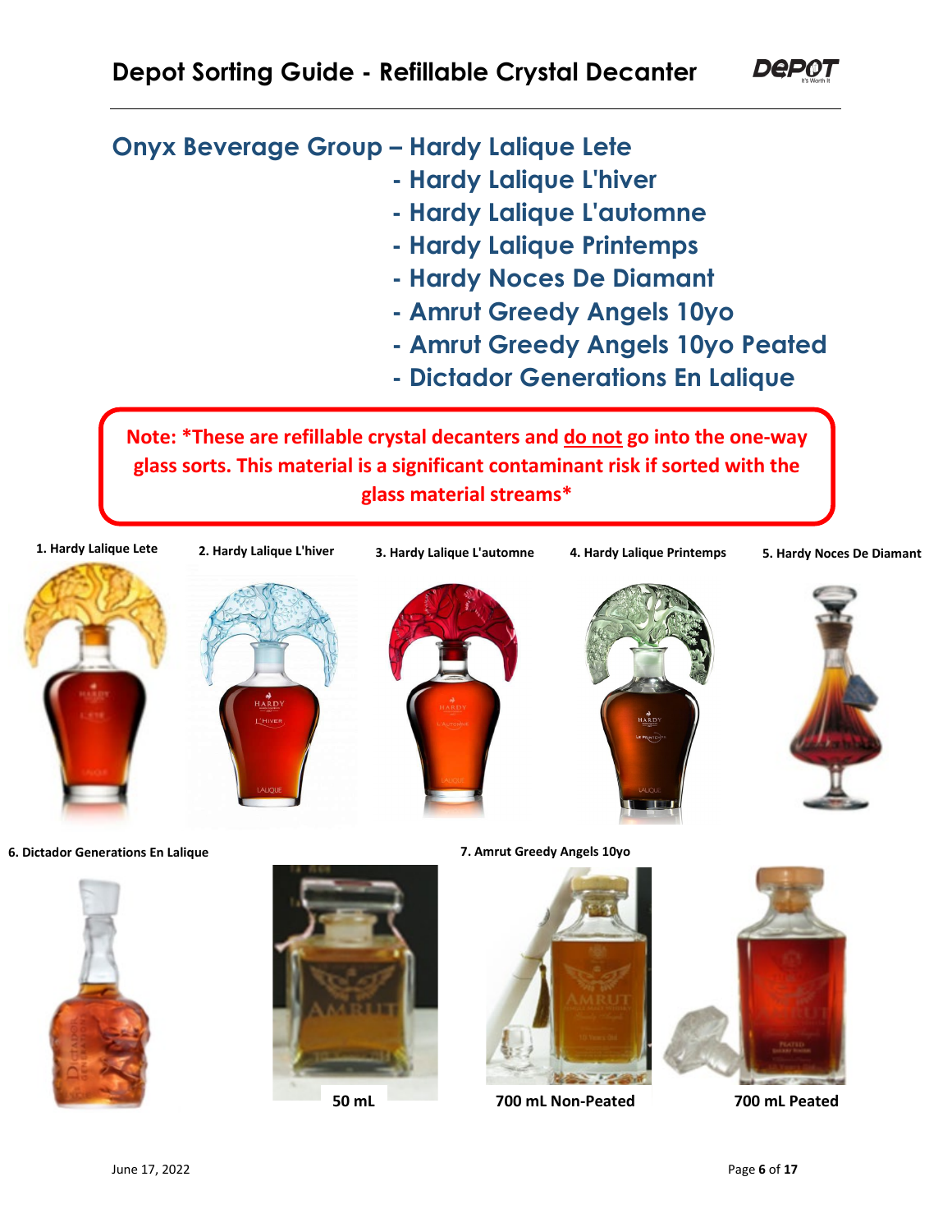# Depot Sorting Guide - Refillable Crystal Decanter

## Onyx Beverage Group – Hardy Lalique Lete

- Hardy Lalique L'hiver
- Hardy Lalique L'automne
- Hardy Lalique Printemps
- Hardy Noces De Diamant
- Amrut Greedy Angels 10yo
- Amrut Greedy Angels 10yo Peated
- Dictador Generations En Lalique

**Note: *These are refillable crystal decanters and <u>do not</u> go into the one-way glass sorts. This material is a significant contaminant risk if sorted with the glass material streams***

**1. Hardy Lalique Lete**

**2. Hardy Lalique L'hiver**

**3. Hardy Lalique L'automne**

**4. Hardy Lalique Printemps**

**5. Hardy Noces De Diamant**

**6. Dictador Generations En Lalique**

**7. Amrut Greedy Angels 10yo**

**50 mL**

**700 mL Non-Peated**

**700 mL Peated**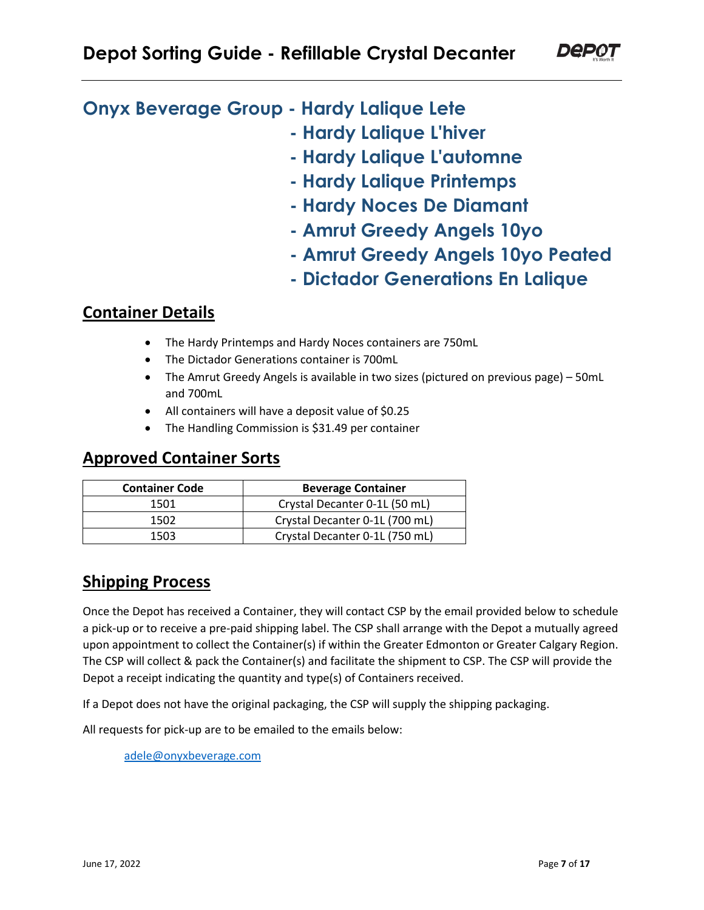## Onyx Beverage Group - Hardy Lalique Lete

- Hardy Lalique L'hiver
- Hardy Lalique L'automne
- Hardy Lalique Printemps
- Hardy Noces De Diamant
- Amrut Greedy Angels 10yo
- Amrut Greedy Angels 10yo Peated
- Dictador Generations En Lalique

## Container Details

- The Hardy Printemps and Hardy Noces containers are 750mL
- The Dictador Generations container is 700mL
- The Amrut Greedy Angels is available in two sizes (pictured on previous page) – 50mL and 700mL
- All containers will have a deposit value of $0.25
- The Handling Commission is $31.49 per container

## Approved Container Sorts

| Container Code | Beverage Container |
|---|---|
| 1501 | Crystal Decanter 0-1L (50 mL) |
| 1502 | Crystal Decanter 0-1L (700 mL) |
| 1503 | Crystal Decanter 0-1L (750 mL) |

## Shipping Process

Once the Depot has received a Container, they will contact CSP by the email provided below to schedule a pick-up or to receive a pre-paid shipping label. The CSP shall arrange with the Depot a mutually agreed upon appointment to collect the Container(s) if within the Greater Edmonton or Greater Calgary Region. The CSP will collect & pack the Container(s) and facilitate the shipment to CSP. The CSP will provide the Depot a receipt indicating the quantity and type(s) of Containers received.

If a Depot does not have the original packaging, the CSP will supply the shipping packaging.

All requests for pick-up are to be emailed to the emails below:

adele@onyxbeverage.com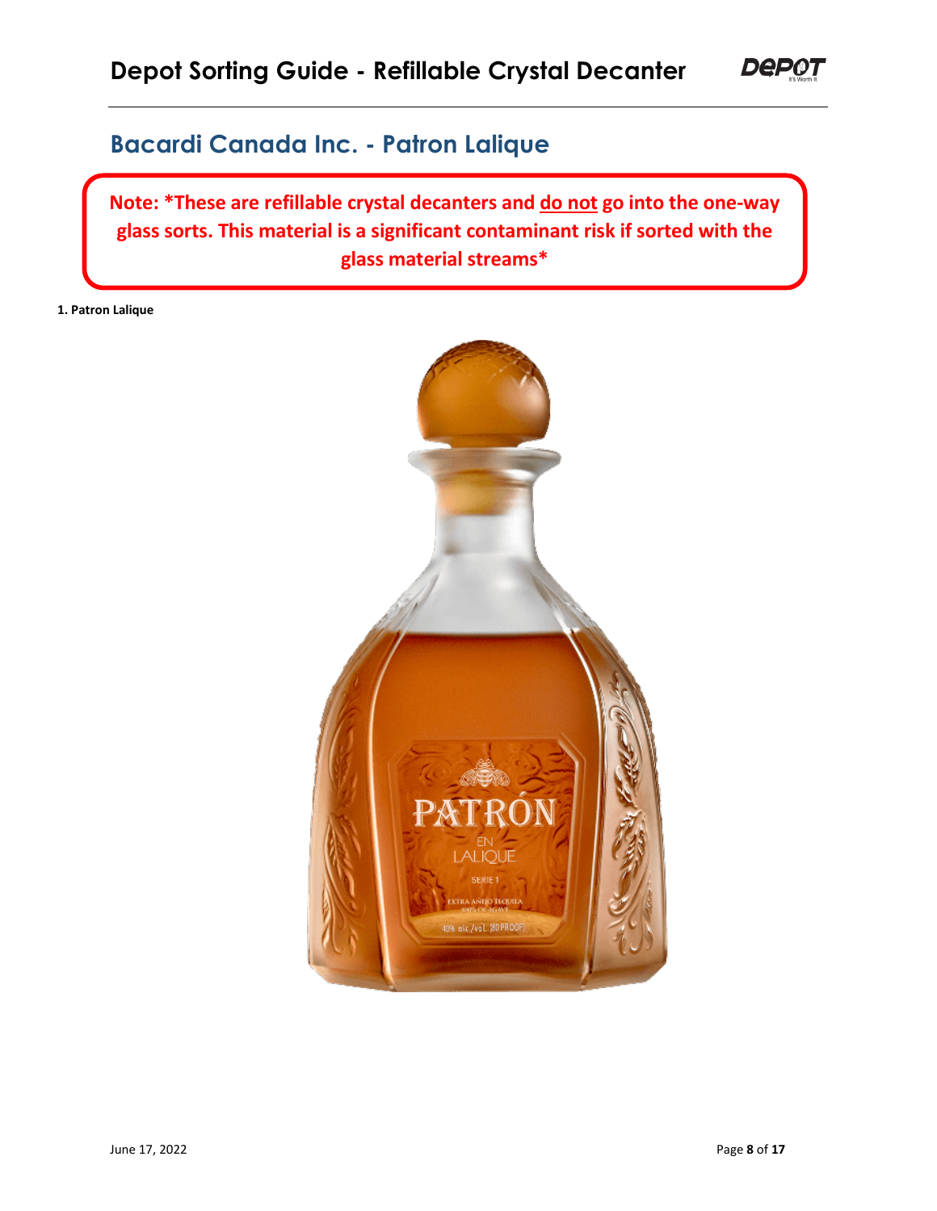# Depot Sorting Guide - Refillable Crystal Decanter

## Bacardi Canada Inc. - Patron Lalique

**Note: *These are refillable crystal decanters and <u>do not</u> go into the one-way glass sorts. This material is a significant contaminant risk if sorted with the glass material streams***

**1. Patron Lalique**

June 17, 2022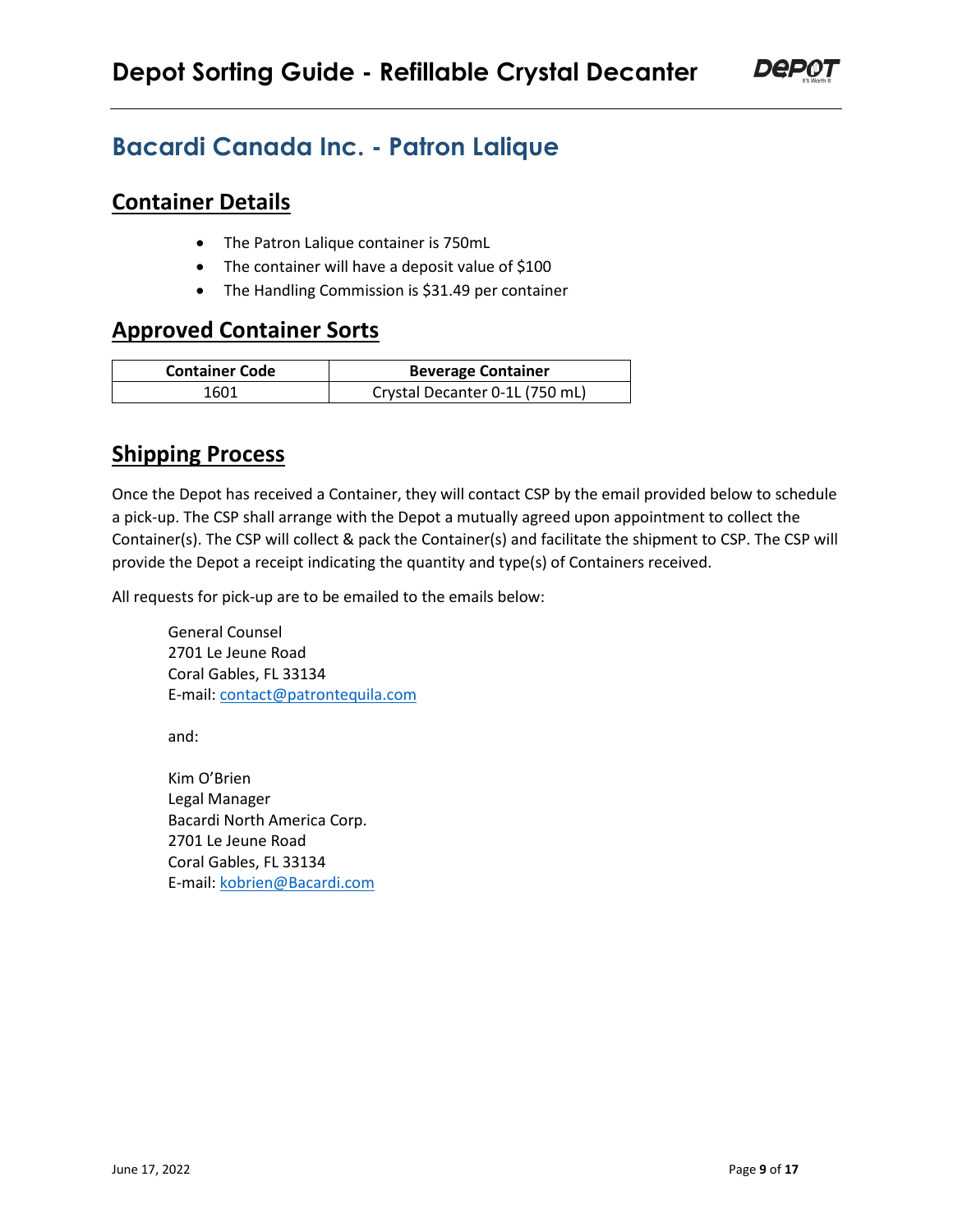## Bacardi Canada Inc. - Patron Lalique

### Container Details

- The Patron Lalique container is 750mL
- The container will have a deposit value of $100
- The Handling Commission is $31.49 per container

### Approved Container Sorts

| Container Code | Beverage Container |
|---|---|
| 1601 | Crystal Decanter 0-1L (750 mL) |

### Shipping Process

Once the Depot has received a Container, they will contact CSP by the email provided below to schedule a pick-up. The CSP shall arrange with the Depot a mutually agreed upon appointment to collect the Container(s). The CSP will collect & pack the Container(s) and facilitate the shipment to CSP. The CSP will provide the Depot a receipt indicating the quantity and type(s) of Containers received.

All requests for pick-up are to be emailed to the emails below:

General Counsel
2701 Le Jeune Road
Coral Gables, FL 33134
E-mail: contact@patrontequila.com

and:

Kim O'Brien
Legal Manager
Bacardi North America Corp.
2701 Le Jeune Road
Coral Gables, FL 33134
E-mail: kobrien@Bacardi.com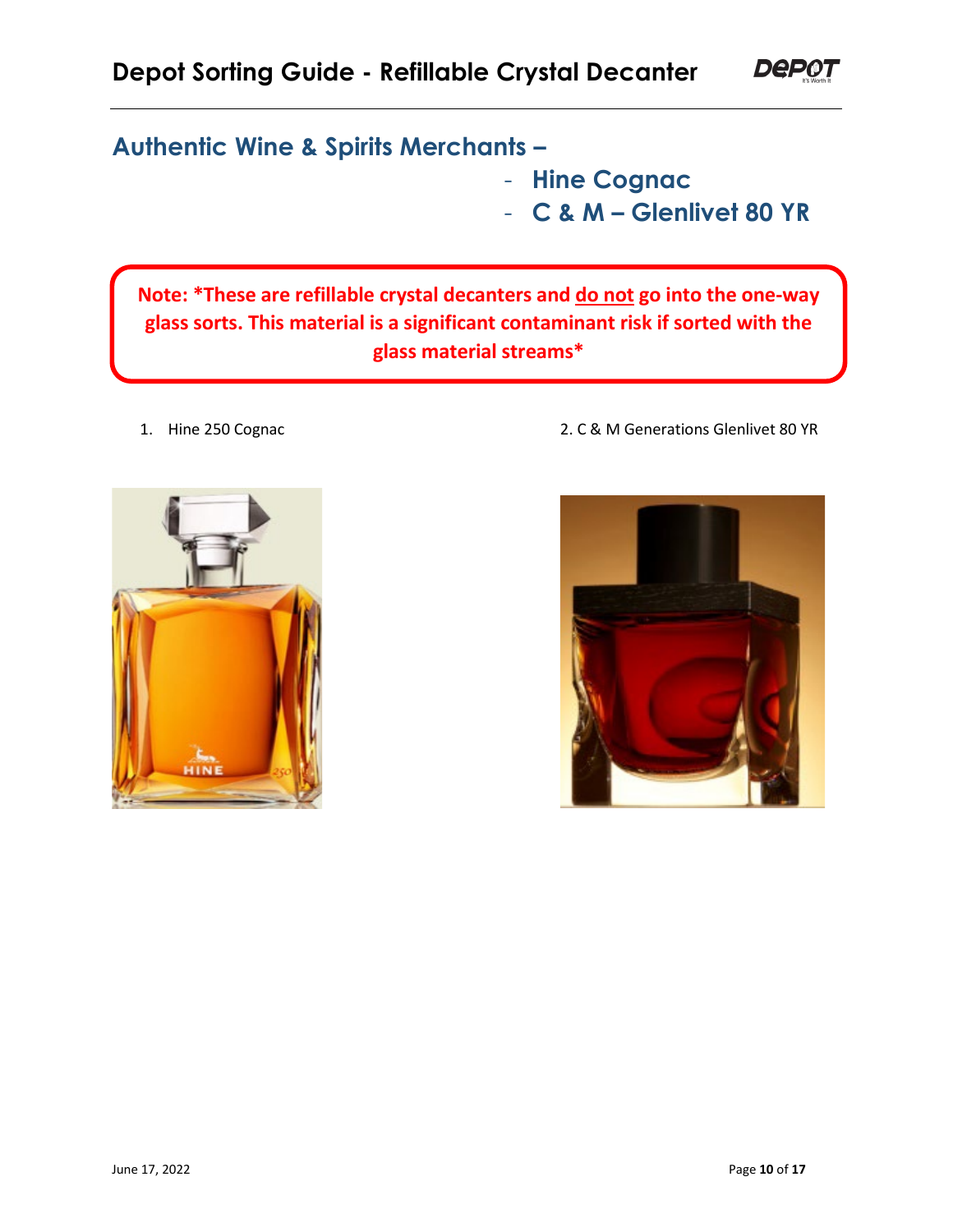# Depot Sorting Guide - Refillable Crystal Decanter

## Authentic Wine & Spirits Merchants –

- Hine Cognac
- C & M – Glenlivet 80 YR

**Note: *These are refillable crystal decanters and do not go into the one-way glass sorts. This material is a significant contaminant risk if sorted with the glass material streams***

1. Hine 250 Cognac
2. C & M Generations Glenlivet 80 YR

June 17, 2022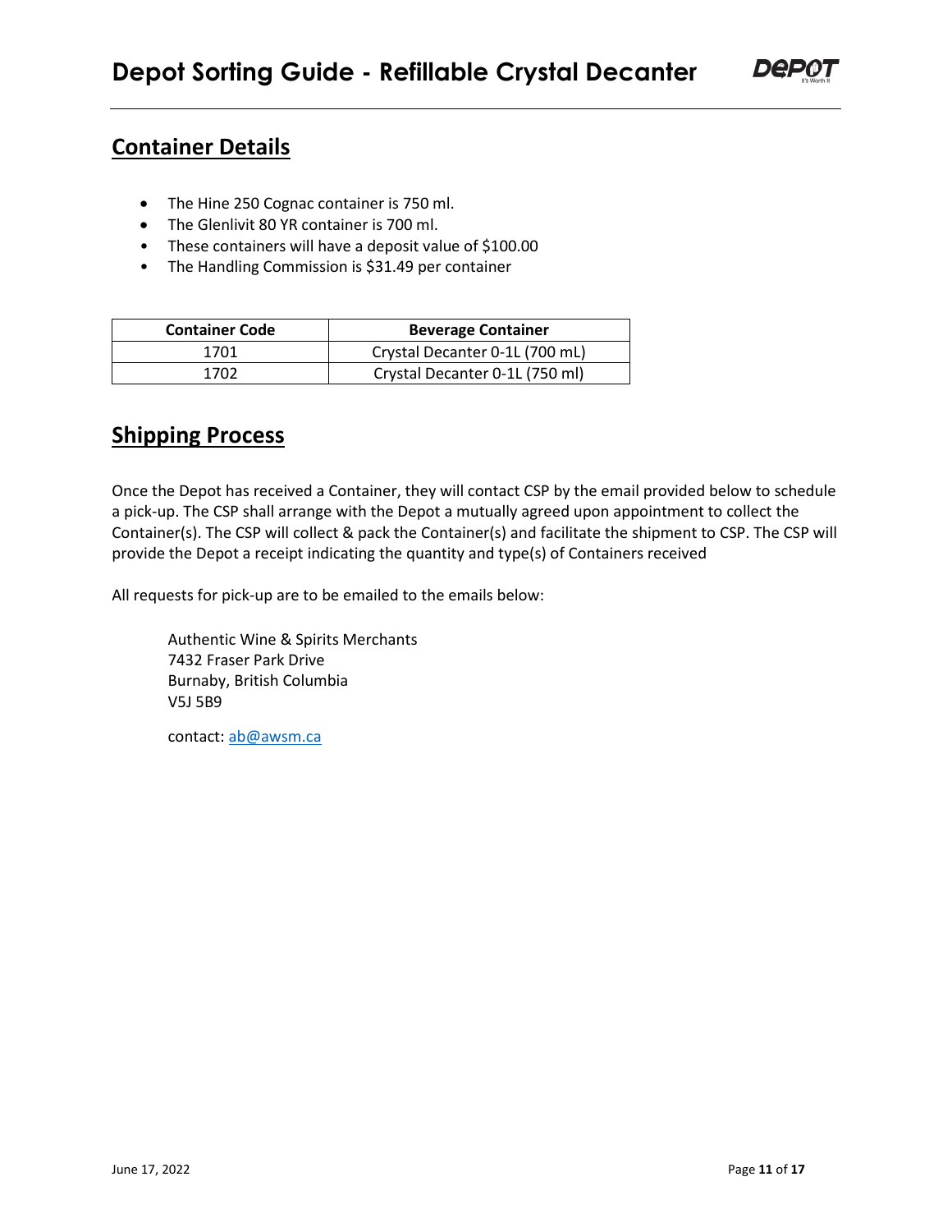# Depot Sorting Guide - Refillable Crystal Decanter

## Container Details

- The Hine 250 Cognac container is 750 ml.
- The Glenlivit 80 YR container is 700 ml.
- These containers will have a deposit value of $100.00
- The Handling Commission is $31.49 per container

| Container Code | Beverage Container |
| --- | --- |
| 1701 | Crystal Decanter 0-1L (700 mL) |
| 1702 | Crystal Decanter 0-1L (750 ml) |

## Shipping Process

Once the Depot has received a Container, they will contact CSP by the email provided below to schedule a pick-up. The CSP shall arrange with the Depot a mutually agreed upon appointment to collect the Container(s). The CSP will collect & pack the Container(s) and facilitate the shipment to CSP. The CSP will provide the Depot a receipt indicating the quantity and type(s) of Containers received

All requests for pick-up are to be emailed to the emails below:

Authentic Wine & Spirits Merchants
7432 Fraser Park Drive
Burnaby, British Columbia
V5J 5B9

contact: ab@awsm.ca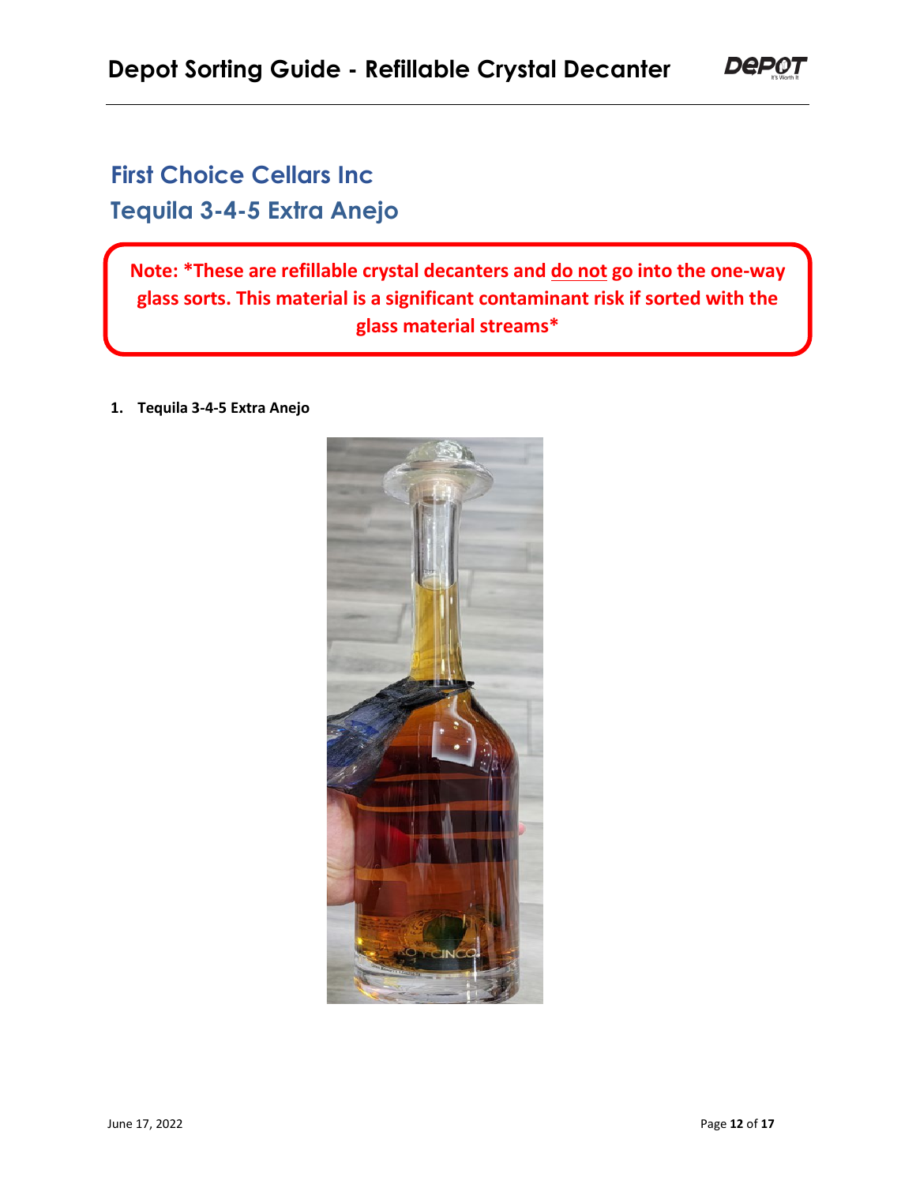# Depot Sorting Guide - Refillable Crystal Decanter

## First Choice Cellars Inc
## Tequila 3-4-5 Extra Anejo

**Note: *These are refillable crystal decanters and do not go into the one-way glass sorts. This material is a significant contaminant risk if sorted with the glass material streams***

1. **Tequila 3-4-5 Extra Anejo**

June 17, 2022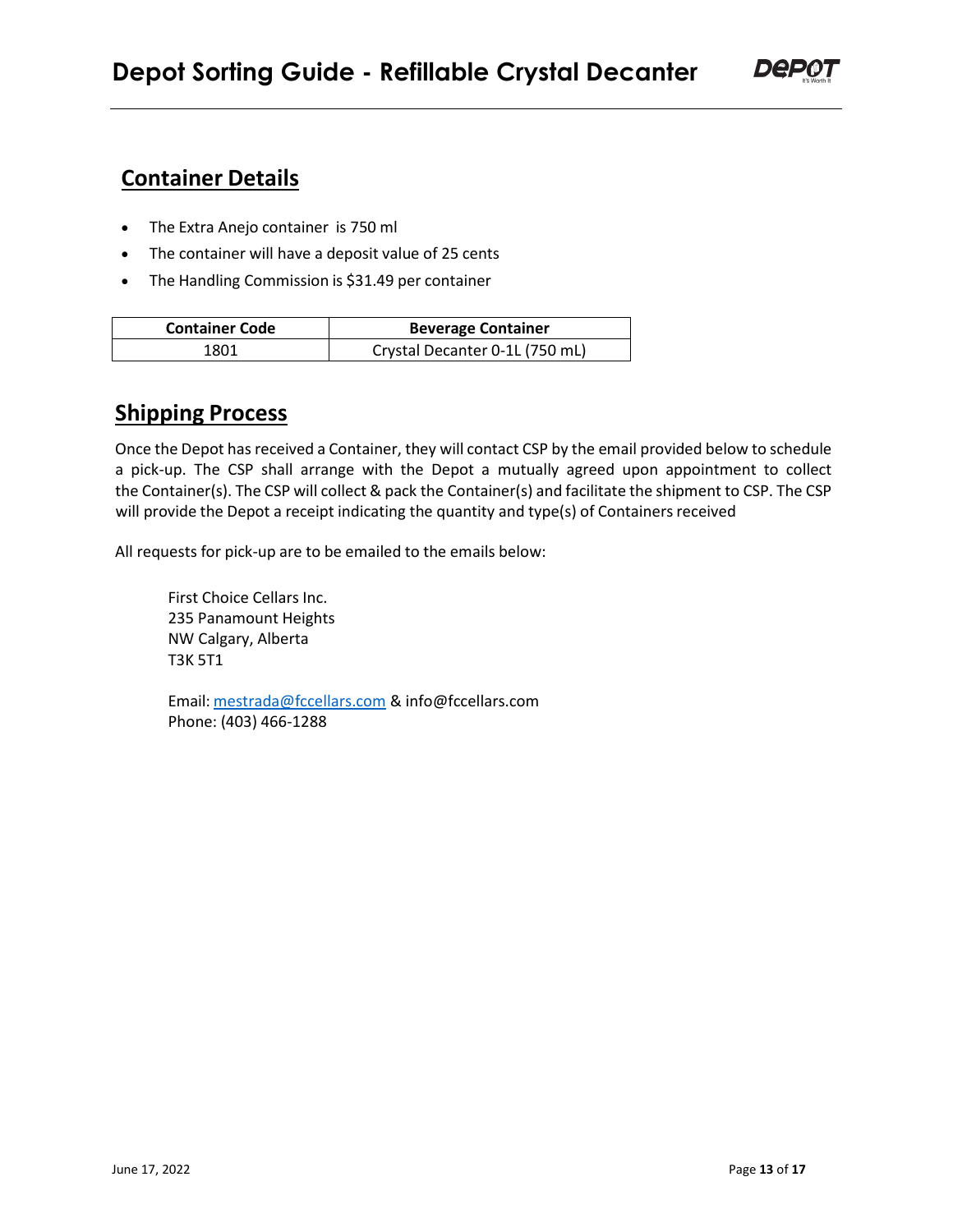## Container Details

- The Extra Anejo container is 750 ml
- The container will have a deposit value of 25 cents
- The Handling Commission is $31.49 per container

| Container Code | Beverage Container |
|---|---|
| 1801 | Crystal Decanter 0-1L (750 mL) |

## Shipping Process

Once the Depot has received a Container, they will contact CSP by the email provided below to schedule a pick-up. The CSP shall arrange with the Depot a mutually agreed upon appointment to collect the Container(s). The CSP will collect & pack the Container(s) and facilitate the shipment to CSP. The CSP will provide the Depot a receipt indicating the quantity and type(s) of Containers received

All requests for pick-up are to be emailed to the emails below:

First Choice Cellars Inc.
235 Panamount Heights
NW Calgary, Alberta
T3K 5T1

Email: mestrada@fccellars.com & info@fccellars.com
Phone: (403) 466-1288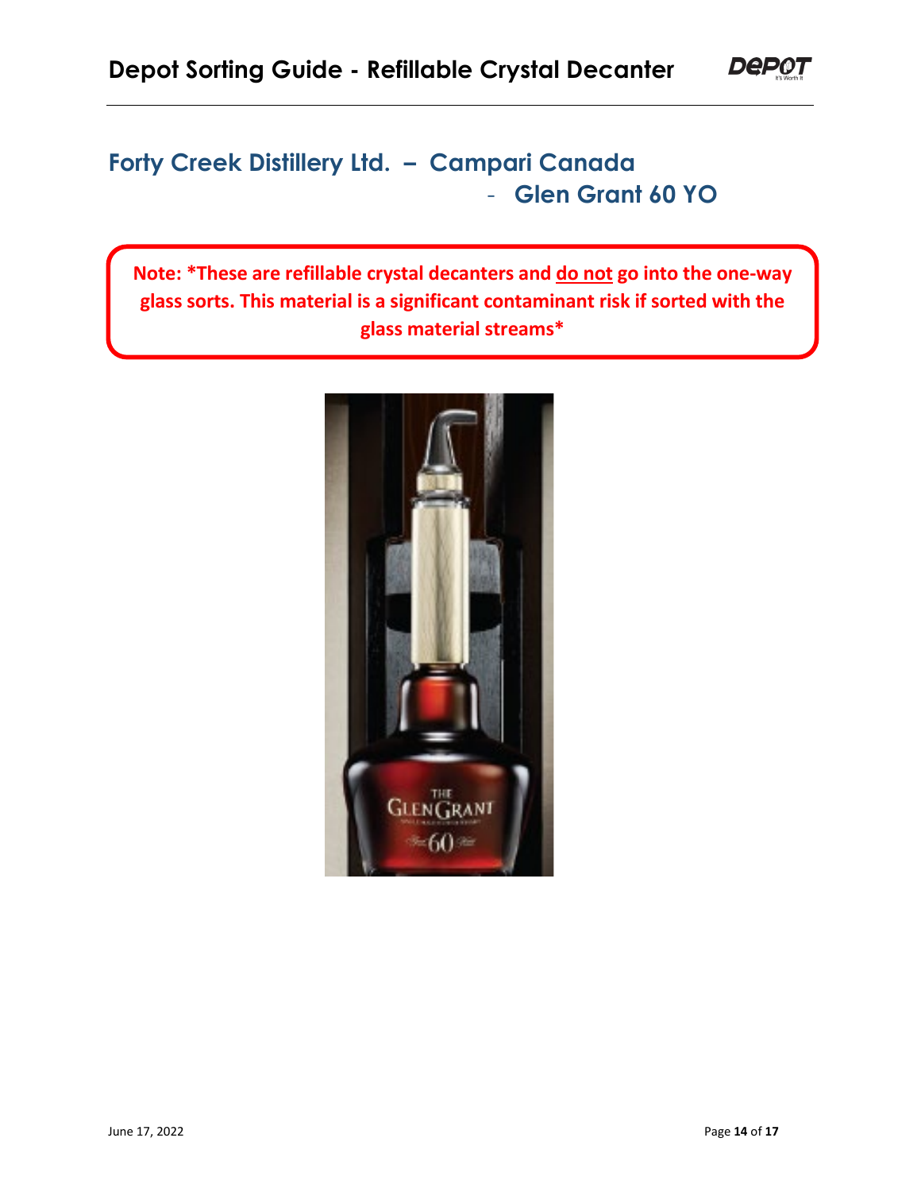## Forty Creek Distillery Ltd. – Campari Canada - Glen Grant 60 YO

**Note: *These are refillable crystal decanters and <u>do not</u> go into the one-way glass sorts. This material is a significant contaminant risk if sorted with the glass material streams***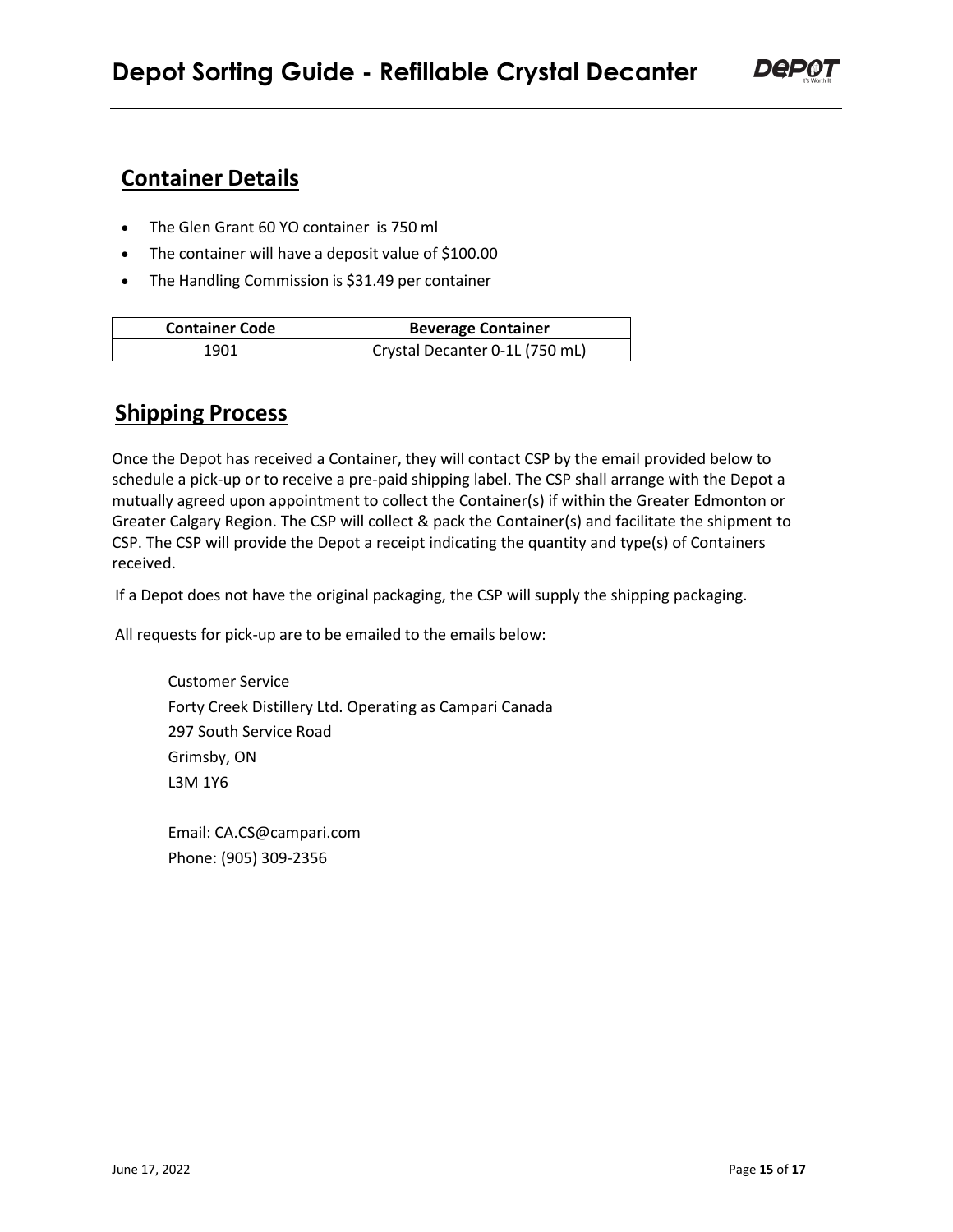## Container Details

- The Glen Grant 60 YO container is 750 ml
- The container will have a deposit value of $100.00
- The Handling Commission is $31.49 per container

| Container Code | Beverage Container |
|---|---|
| 1901 | Crystal Decanter 0-1L (750 mL) |

## Shipping Process

Once the Depot has received a Container, they will contact CSP by the email provided below to schedule a pick-up or to receive a pre-paid shipping label. The CSP shall arrange with the Depot a mutually agreed upon appointment to collect the Container(s) if within the Greater Edmonton or Greater Calgary Region. The CSP will collect & pack the Container(s) and facilitate the shipment to CSP. The CSP will provide the Depot a receipt indicating the quantity and type(s) of Containers received.

If a Depot does not have the original packaging, the CSP will supply the shipping packaging.

All requests for pick-up are to be emailed to the emails below:

Customer Service
Forty Creek Distillery Ltd. Operating as Campari Canada
297 South Service Road
Grimsby, ON
L3M 1Y6

Email: CA.CS@campari.com
Phone: (905) 309-2356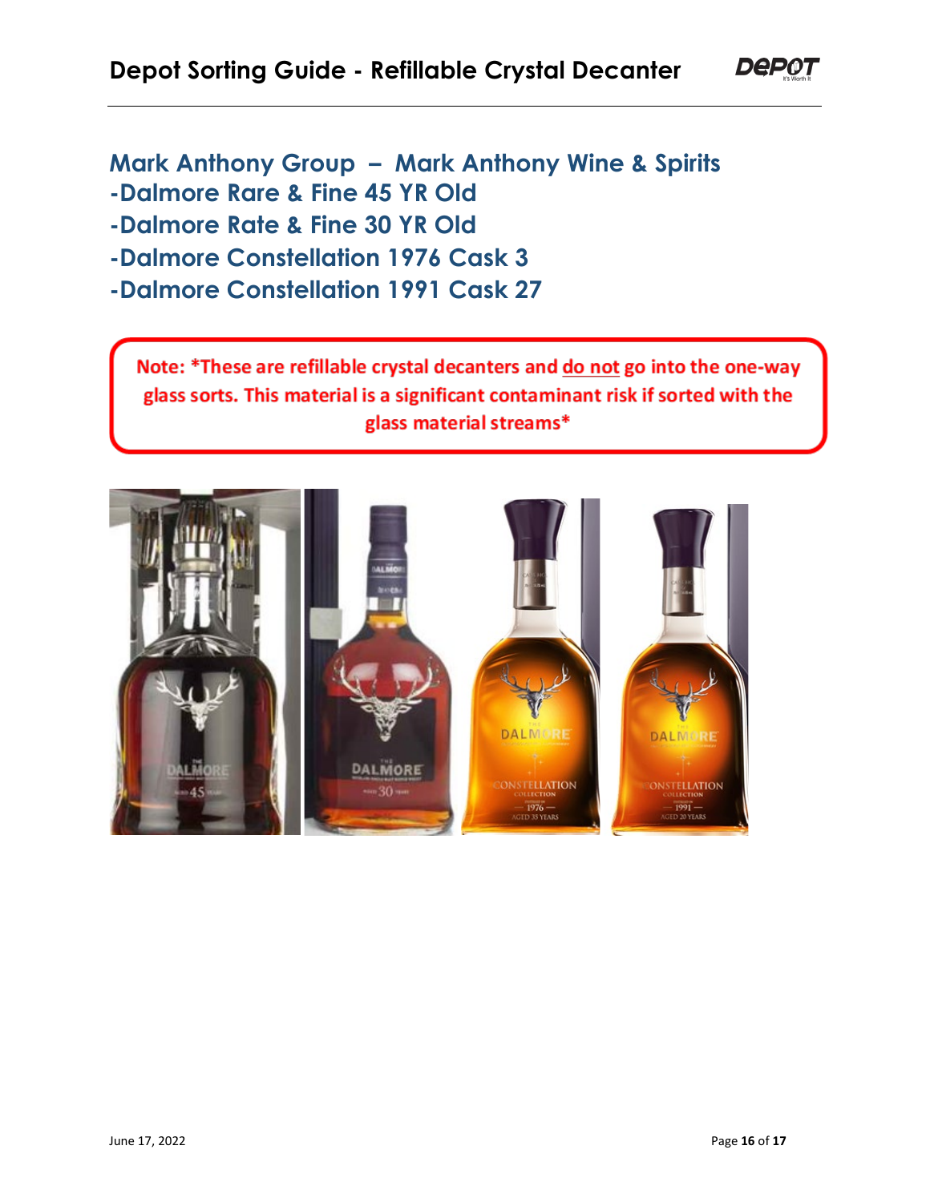## Mark Anthony Group – Mark Anthony Wine & Spirits
## -Dalmore Rare & Fine 45 YR Old
## -Dalmore Rate & Fine 30 YR Old
## -Dalmore Constellation 1976 Cask 3
## -Dalmore Constellation 1991 Cask 27

**Note: *These are refillable crystal decanters and do not go into the one-way glass sorts. This material is a significant contaminant risk if sorted with the glass material streams***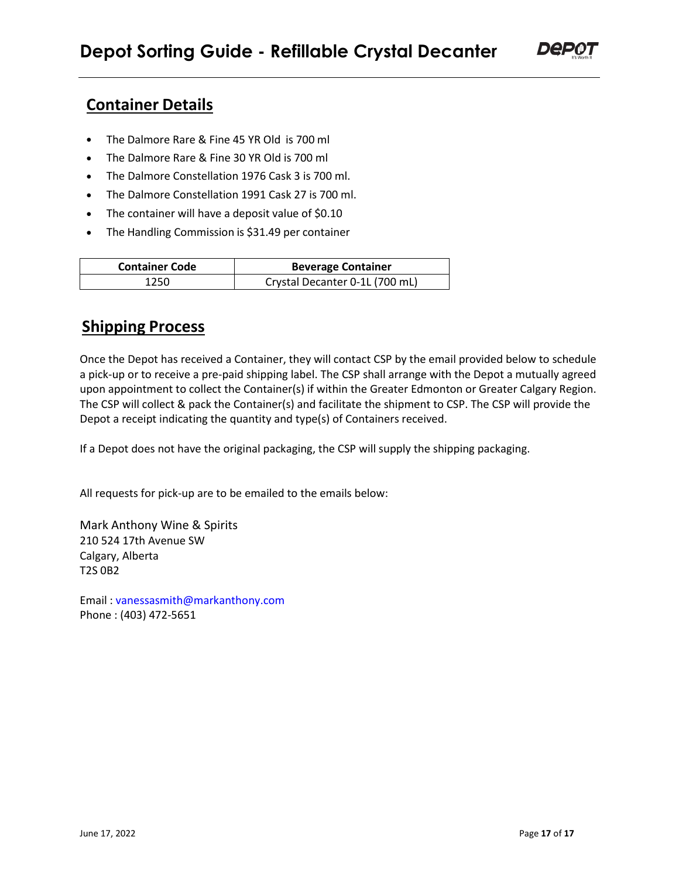# Depot Sorting Guide - Refillable Crystal Decanter

## Container Details

- The Dalmore Rare & Fine 45 YR Old is 700 ml
- The Dalmore Rare & Fine 30 YR Old is 700 ml
- The Dalmore Constellation 1976 Cask 3 is 700 ml.
- The Dalmore Constellation 1991 Cask 27 is 700 ml.
- The container will have a deposit value of $0.10
- The Handling Commission is $31.49 per container

| Container Code | Beverage Container |
|---|---|
| 1250 | Crystal Decanter 0-1L (700 mL) |

## Shipping Process

Once the Depot has received a Container, they will contact CSP by the email provided below to schedule a pick-up or to receive a pre-paid shipping label. The CSP shall arrange with the Depot a mutually agreed upon appointment to collect the Container(s) if within the Greater Edmonton or Greater Calgary Region. The CSP will collect & pack the Container(s) and facilitate the shipment to CSP. The CSP will provide the Depot a receipt indicating the quantity and type(s) of Containers received.

If a Depot does not have the original packaging, the CSP will supply the shipping packaging.

All requests for pick-up are to be emailed to the emails below:

Mark Anthony Wine & Spirits
210 524 17th Avenue SW
Calgary, Alberta
T2S 0B2

Email : vanessasmith@markanthony.com
Phone : (403) 472-5651

June 17, 2022